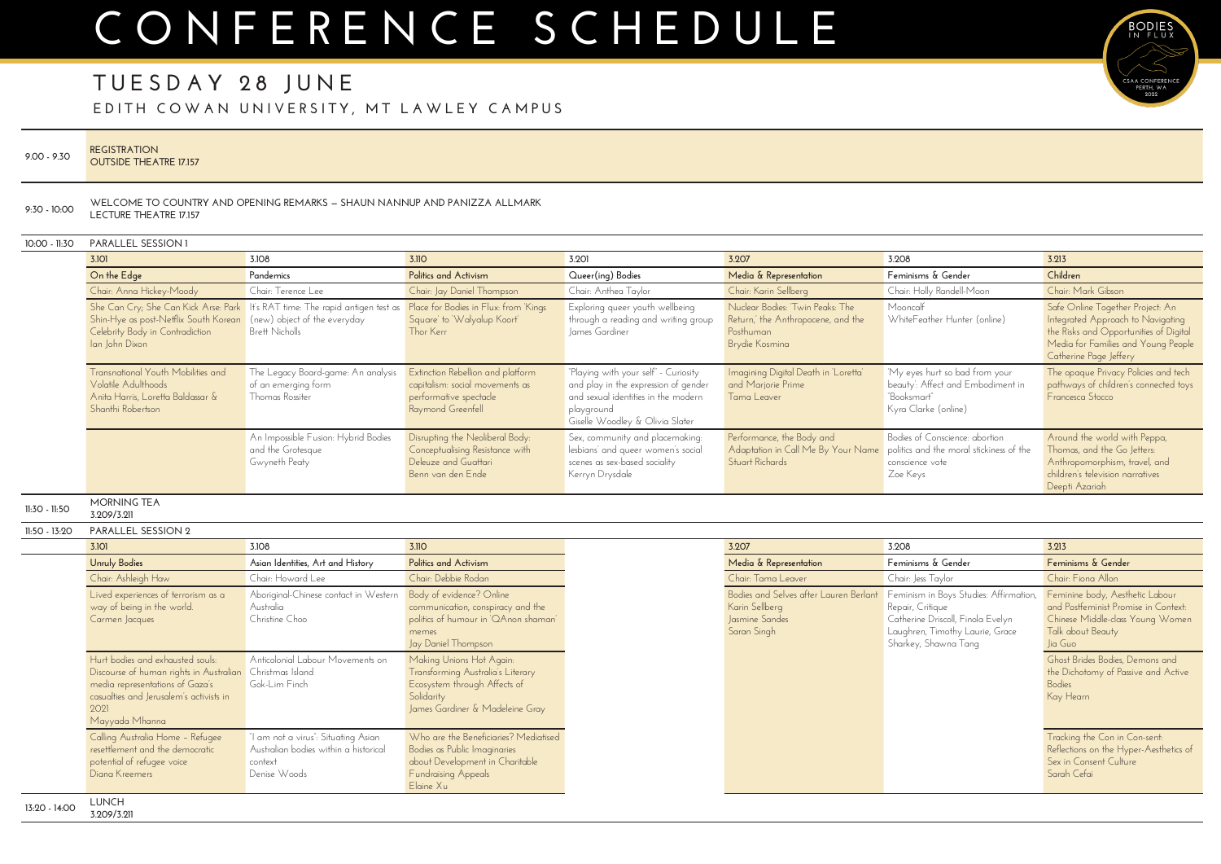# CONFERENCE SCHEDULE

## TUESDAY 28 JUNE

### EDITH COWAN UNIVERSITY, MT LAWLEY CAMPUS

BODIES IN FLUX
CSAA CONFERENCE PERTH, WA 2022

**9.00 - 9.30** REGISTRATION
OUTSIDE THEATRE 17.157

**9:30 - 10:00** WELCOME TO COUNTRY AND OPENING REMARKS – SHAUN NANNUP AND PANIZZA ALLMARK
LECTURE THEATRE 17.157

**10:00 - 11:30** PARALLEL SESSION 1

| 3.101 | 3.108 | 3.110 | 3.201 | 3.207 | 3.208 | 3.213 |
|---|---|---|---|---|---|---|
| On the Edge | Pandemics | Politics and Activism | Queer(ing) Bodies | Media & Representation | Feminisms & Gender | Children |
| Chair: Anna Hickey-Moody | Chair: Terence Lee | Chair: Jay Daniel Thompson | Chair: Anthea Taylor | Chair: Karin Sellberg | Chair: Holly Randell-Moon | Chair: Mark Gibson |
| She Can Cry; She Can Kick Arse: Park Shin-Hye as post-Netflix South Korean Celebrity Body in Contradiction<br>Ian John Dixon | It's RAT time: The rapid antigen test as (new) object of the everyday<br>Brett Nicholls | Place for Bodies in Flux: from 'Kings Square' to 'Walyalup Koort'<br>Thor Kerr | Exploring queer youth wellbeing through a reading and writing group<br>James Gardiner | Nuclear Bodies: 'Twin Peaks: The Return,' the Anthropocene, and the Posthuman<br>Brydie Kosmina | Mooncalf<br>WhiteFeather Hunter (online) | Safe Online Together Project: An Integrated Approach to Navigating the Risks and Opportunities of Digital Media for Families and Young People<br>Catherine Page Jeffery |
| Transnational Youth Mobilities and Volatile Adulthoods<br>Anita Harris, Loretta Baldassar & Shanthi Robertson | The Legacy Board-game: An analysis of an emerging form<br>Thomas Rossiter | Extinction Rebellion and platform capitalism: social movements as performative spectacle<br>Raymond Greenfell | "Playing with your self" - Curiosity and play in the expression of gender and sexual identities in the modern playground<br>Giselle Woodley & Olivia Slater | Imagining Digital Death in 'Loretta' and Marjorie Prime<br>Tama Leaver | 'My eyes hurt so bad from your beauty': Affect and Embodiment in "Booksmart"<br>Kyra Clarke (online) | The opaque Privacy Policies and tech pathways of children's connected toys<br>Francesca Stocco |
| | An Impossible Fusion: Hybrid Bodies and the Grotesque<br>Gwyneth Peaty | Disrupting the Neoliberal Body: Conceptualising Resistance with Deleuze and Guattari<br>Benn van den Ende | Sex, community and placemaking: lesbians' and queer women's social scenes as sex-based sociality<br>Kerryn Drysdale | Performance, the Body and Adaptation in Call Me By Your Name<br>Stuart Richards | Bodies of Conscience: abortion politics and the moral stickiness of the conscience vote<br>Zoe Keys | Around the world with Peppa, Thomas, and the Go Jetters: Anthropomorphism, travel, and children's television narratives<br>Deepti Azariah |

**11:30 - 11:50** MORNING TEA
3.209/3.211

**11:50 - 13:20** PARALLEL SESSION 2

| 3.101 | 3.108 | 3.110 | 3.207 | 3.208 | 3.213 |
|---|---|---|---|---|---|
| Unruly Bodies | Asian Identities, Art and History | Politics and Activism | Media & Representation | Feminisms & Gender | Feminisms & Gender |
| Chair: Ashleigh Haw | Chair: Howard Lee | Chair: Debbie Rodan | Chair: Tama Leaver | Chair: Jess Taylor | Chair: Fiona Allon |
| Lived experiences of terrorism as a way of being in the world.<br>Carmen Jacques | Aboriginal-Chinese contact in Western Australia<br>Christine Choo | Body of evidence? Online communication, conspiracy and the politics of humour in 'QAnon shaman' memes<br>Jay Daniel Thompson | Bodies and Selves after Lauren Berlant<br>Karin Sellberg<br>Jasmine Sandes<br>Saran Singh | Feminism in Boys Studies: Affirmation, Repair, Critique<br>Catherine Driscoll, Finola Evelyn Laughren, Timothy Laurie, Grace Sharkey, Shawna Tang | Feminine body, Aesthetic Labour and Postfeminist Promise in Context: Chinese Middle-class Young Women Talk about Beauty<br>Jia Guo |
| Hurt bodies and exhausted souls: Discourse of human rights in Australian media representations of Gaza's casualties and Jerusalem's activists in 2021<br>Mayyada Mhanna | Anticolonial Labour Movements on Christmas Island<br>Gek-Lim Finch | Making Unions Hot Again: Transforming Australia's Literary Ecosystem through Affects of Solidarity<br>James Gardiner & Madeleine Gray | | | Ghost Brides Bodies, Demons and the Dichotomy of Passive and Active Bodies<br>Kay Hearn |
| Calling Australia Home – Refugee resettlement and the democratic potential of refugee voice<br>Diana Kreemers | "I am not a virus": Situating Asian Australian bodies within a historical context<br>Denise Woods | Who are the Beneficiaries? Mediatised Bodies as Public Imaginaries about Development in Charitable Fundraising Appeals<br>Elaine Xu | | | Tracking the Con in Con-sent: Reflections on the Hyper-Aesthetics of Sex in Consent Culture<br>Sarah Cefai |

**13:20 - 14:00** LUNCH
3.209/3.211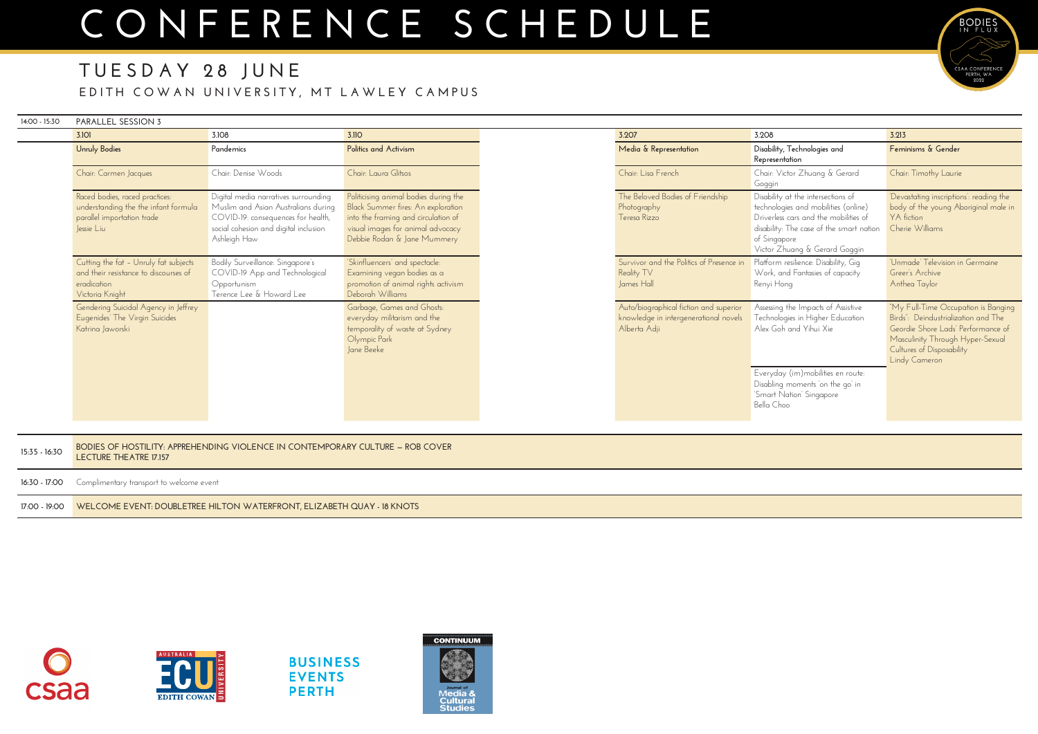# CONFERENCE SCHEDULE

## TUESDAY 28 JUNE

### EDITH COWAN UNIVERSITY, MT LAWLEY CAMPUS

**14:00 - 15:30 PARALLEL SESSION 3**

| 3.101 | 3.108 | 3.110 | 3.207 | 3.208 | 3.213 |
|---|---|---|---|---|---|
| Unruly Bodies | Pandemics | Politics and Activism | Media & Representation | Disability, Technologies and Representation | Feminisms & Gender |
| Chair: Carmen Jacques | Chair: Denise Woods | Chair: Laura Glitsos | Chair: Lisa French | Chair: Victor Zhuang & Gerard Goggin | Chair: Timothy Laurie |
| Raced bodies, raced practices: understanding the the infant formula parallel importation trade<br>Jessie Liu | Digital media narratives surrounding Muslim and Asian Australians during COVID-19: consequences for health, social cohesion and digital inclusion<br>Ashleigh Haw | Politicising animal bodies during the Black Summer fires: An exploration into the framing and circulation of visual images for animal advocacy<br>Debbie Rodan & Jane Mummery | The Beloved Bodies of Friendship Photography<br>Teresa Rizzo | Disability at the intersections of technologies and mobilities (online)<br>Driverless cars and the mobilities of disability: The case of the smart nation of Singapore<br>Victor Zhuang & Gerard Goggin | 'Devastating inscriptions': reading the body of the young Aboriginal male in YA fiction<br>Cherie Williams |
| Cutting the fat – Unruly fat subjects and their resistance to discourses of eradication<br>Victoria Knight | Bodily Surveillance: Singapore's COVID-19 App and Technological Opportunism<br>Terence Lee & Howard Lee | 'Skinfluencers' and spectacle: Examining vegan bodies as a promotion of animal rights activism<br>Deborah Williams | Survivor and the Politics of Presence in Reality TV<br>James Hall | Platform resilience: Disability, Gig Work, and Fantasies of capacity<br>Renyi Hong | 'Unmade' Television in Germaine Greer's Archive<br>Anthea Taylor |
| Gendering Suicidal Agency in Jeffrey Eugenides' The Virgin Suicides<br>Katrina Jaworski | | Garbage, Games and Ghosts: everyday militarism and the temporality of waste at Sydney Olympic Park<br>Jane Beeke | Auto/biographical fiction and superior knowledge in intergenerational novels<br>Alberta Adji | Assessing the Impacts of Assistive Technologies in Higher Education<br>Alex Goh and Yihui Xie | "My Full-Time Occupation is Banging Birds": Deindustrialization and The Geordie Shore Lads' Performance of Masculinity Through Hyper-Sexual Cultures of Disposability<br>Lindy Cameron |
| | | | | Everyday (im)mobilities en route: Disabling moments 'on the go' in 'Smart Nation' Singapore<br>Bella Choo | |

| Time | Event |
|---|---|
| 15:35 - 16:30 | BODIES OF HOSTILITY: APPREHENDING VIOLENCE IN CONTEMPORARY CULTURE – ROB COVER<br>LECTURE THEATRE 17.157 |
| 16:30 - 17:00 | Complimentary transport to welcome event |
| 17:00 - 19:00 | WELCOME EVENT: DOUBLETREE HILTON WATERFRONT, ELIZABETH QUAY - 18 KNOTS |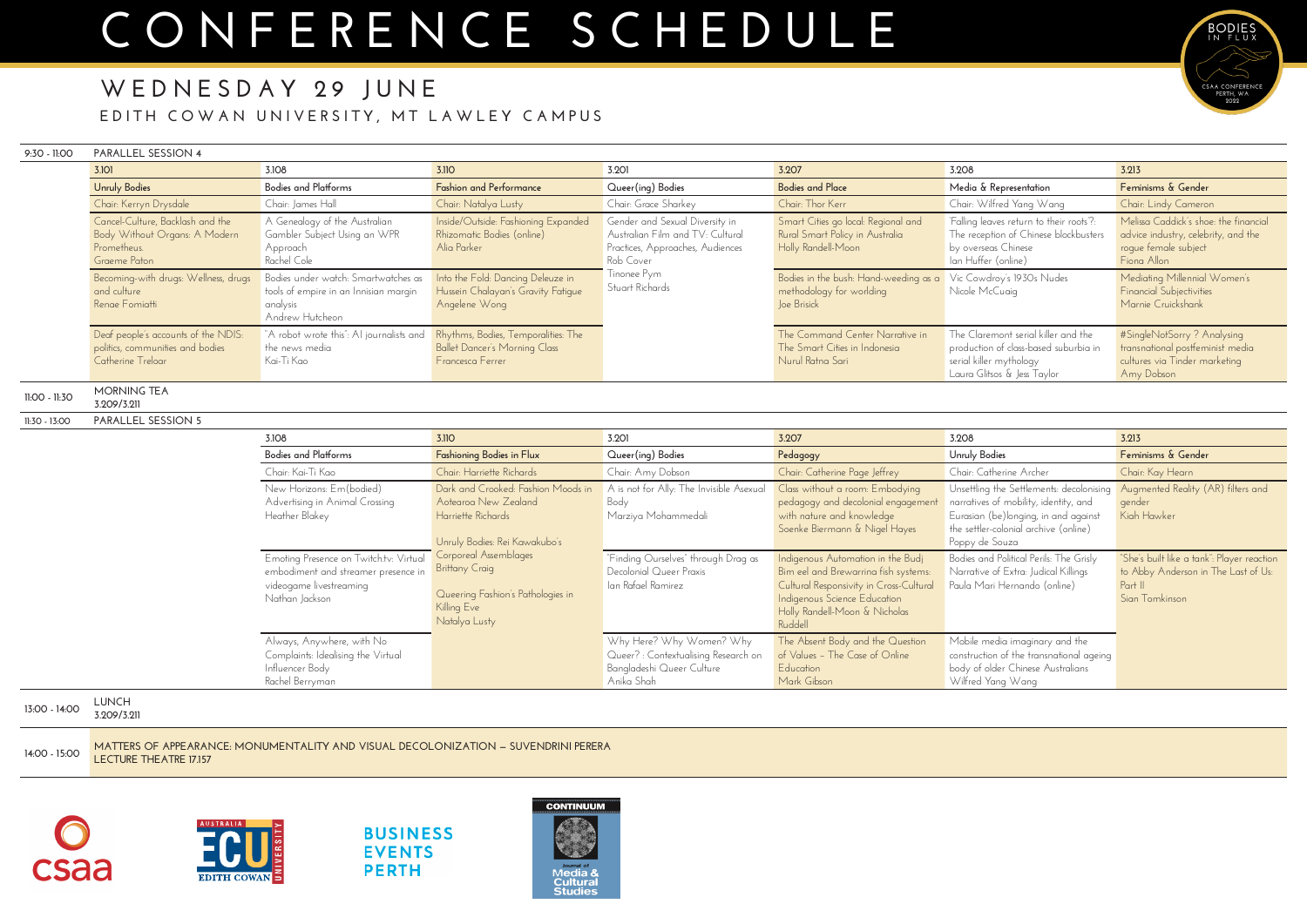# CONFERENCE SCHEDULE

## WEDNESDAY 29 JUNE

### EDITH COWAN UNIVERSITY, MT LAWLEY CAMPUS

**9:30 - 11:00 PARALLEL SESSION 4**

| 3.101 | 3.108 | 3.110 | 3.201 | 3.207 | 3.208 | 3.213 |
|---|---|---|---|---|---|---|
| **Unruly Bodies** | **Bodies and Platforms** | **Fashion and Performance** | **Queer(ing) Bodies** | **Bodies and Place** | **Media & Representation** | **Feminisms & Gender** |
| Chair: Kerryn Drysdale | Chair: James Hall | Chair: Natalya Lusty | Chair: Grace Sharkey | Chair: Thor Kerr | Chair: Wilfred Yang Wang | Chair: Lindy Cameron |
| Cancel-Culture, Backlash and the Body Without Organs: A Modern Prometheus. Graeme Paton | A Genealogy of the Australian Gambler Subject Using an WPR Approach Rachel Cole | Inside/Outside: Fashioning Expanded Rhizomatic Bodies (online) Alia Parker | Gender and Sexual Diversity in Australian Film and TV: Cultural Practices, Approaches, Audiences Rob Cover Tinonee Pym Stuart Richards | Smart Cities go local: Regional and Rural Smart Policy in Australia Holly Randell-Moon | 'Falling leaves return to their roots'?: The reception of Chinese blockbusters by overseas Chinese Ian Huffer (online) | Melissa Caddick's shoe: the financial advice industry, celebrity, and the rogue female subject Fiona Allon |
| Becoming-with drugs: Wellness, drugs and culture Renae Fomiatti | Bodies under watch: Smartwatches as tools of empire in an Innisian margin analysis Andrew Hutcheon | Into the Fold: Dancing Deleuze in Hussein Chalayan's Gravity Fatigue Angelene Wong | | Bodies in the bush: Hand-weeding as a methodology for worlding Joe Brisick | Vic Cowdroy's 1930s Nudes Nicole McCuaig | Mediating Millennial Women's Financial Subjectivities Marnie Cruickshank |
| Deaf people's accounts of the NDIS: politics, communities and bodies Catherine Treloar | "A robot wrote this": AI journalists and the news media Kai-Ti Kao | Rhythms, Bodies, Temporalities: The Ballet Dancer's Morning Class Francesca Ferrer | | The Command Center Narrative in The Smart Cities in Indonesia Nurul Ratna Sari | The Claremont serial killer and the production of class-based suburbia in serial killer mythology Laura Glitsos & Jess Taylor | #SingleNotSorry ? Analysing transnational postfeminist media cultures via Tinder marketing Amy Dobson |

**11:00 - 11:30 MORNING TEA**
3.209/3.211

**11:30 - 13:00 PARALLEL SESSION 5**

| 3.108 | 3.110 | 3.201 | 3.207 | 3.208 | 3.213 |
|---|---|---|---|---|---|
| **Bodies and Platforms** | **Fashioning Bodies in Flux** | **Queer(ing) Bodies** | **Pedagogy** | **Unruly Bodies** | **Feminisms & Gender** |
| Chair: Kai-Ti Kao | Chair: Harriette Richards | Chair: Amy Dobson | Chair: Catherine Page Jeffrey | Chair: Catherine Archer | Chair: Kay Hearn |
| New Horizons: Em(bodied) Advertising in Animal Crossing Heather Blakey | Dark and Crooked: Fashion Moods in Aotearoa New Zealand Harriette Richards<br><br>Unruly Bodies: Rei Kawakubo's Corporeal Assemblages Brittany Craig<br><br>Queering Fashion's Pathologies in Killing Eve Natalya Lusty | A is not for Ally: The Invisible Asexual Body Marziya Mohammedali | Class without a room: Embodying pedagogy and decolonial engagement with nature and knowledge Soenke Biermann & Nigel Hayes | Unsettling the Settlements: decolonising narratives of mobility, identity, and Eurasian (be)longing, in and against the settler-colonial archive (online) Poppy de Souza | Augmented Reality (AR) filters and gender Kiah Hawker |
| Emoting Presence on Twitch.tv: Virtual embodiment and streamer presence in videogame livestreaming Nathan Jackson | | "Finding Ourselves" through Drag as Decolonial Queer Praxis Ian Rafael Ramirez | Indigenous Automation in the Budj Bim eel and Brewarrina fish systems: Cultural Responsivity in Cross-Cultural Indigenous Science Education Holly Randell-Moon & Nicholas Ruddell | Bodies and Political Perils: The Grisly Narrative of Extra: Judical Killings Paula Mari Hernando (online) | "She's built like a tank": Player reaction to Abby Anderson in The Last of Us: Part II Sian Tomkinson |
| Always, Anywhere, with No Complaints: Idealising the Virtual Influencer Body Rachel Berryman | | Why Here? Why Women? Why Queer? : Contextualising Research on Bangladeshi Queer Culture Anika Shah | The Absent Body and the Question of Values - The Case of Online Education Mark Gibson | Mobile media imaginary and the construction of the transnational ageing body of older Chinese Australians Wilfred Yang Wang | |

**13:00 - 14:00 LUNCH**
3.209/3.211

**14:00 - 15:00 MATTERS OF APPEARANCE: MONUMENTALITY AND VISUAL DECOLONIZATION – SUVENDRINI PERERA**
LECTURE THEATRE 17.157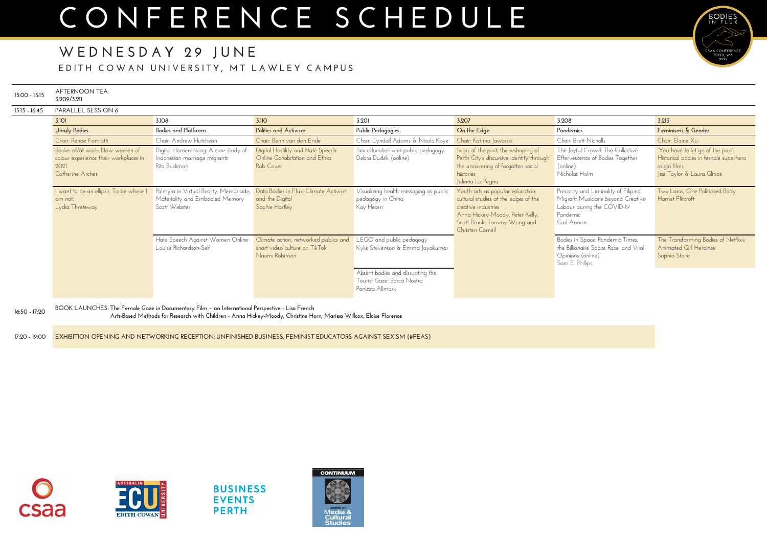# CONFERENCE SCHEDULE

## WEDNESDAY 29 JUNE

### EDITH COWAN UNIVERSITY, MT LAWLEY CAMPUS

**15:00 - 15:15** AFTERNOON TEA
3.209/3.211

**15:15 - 16:45** PARALLEL SESSION 6

| 3.101 | 3.108 | 3.110 | 3.201 | 3.207 | 3.208 | 3.213 |
|---|---|---|---|---|---|---|
| Unruly Bodies | Bodies and Platforms | Politics and Activism | Public Pedagogies | On the Edge | Pandemics | Feminisms & Gender |
| Chair: Renae Fomiatti | Chair: Andrew Hutcheon | Chair: Benn van den Ende | Chair: Lyndall Adams & Nicola Kaye | Chair: Katrina Jaworski | Chair: Brett Nicholls | Chair: Elaine Xu |
| Bodies of/at work: How women of colour experience their workplaces in 2021<br>Catherine Archer | Digital Homemaking: A case study of Indonesian marriage migrants<br>Rita Budiman | Digital Hostility and Hate Speech: Online Cohabitation and Ethics<br>Rob Cover | Sex education and public pedagogy<br>Debra Dudek (online) | Scars of the past: the reshaping of Perth City's discursive identity through the uncovering of forgotten social histories<br>Juliana La Pegna | The Joyful Crowd: The Collective Effervescence of Bodies Together (online)<br>Nicholas Holm | 'You have to let go of the past': Historical bodies in female superhero origin films<br>Jess Taylor & Laura Glitsos |
| I want to be an ellipsis. To be where I am not.<br>Lydia Threteway | Palmyra in Virtual Reality: Memoricide, Materiality and Embodied Memory<br>Scott Webster | Data Bodies in Flux: Climate Activism and the Digital<br>Sophie Hartley | Visualizing health messaging as public pedagogy in China<br>Kay Hearn | Youth arts as popular education: cultural studies at the edges of the creative industries<br>Anna Hickey-Moody, Peter Kelly, Scott Brook, Tammy Wong and Christen Cornell | Precarity and Liminality of Filipino Migrant Musicians beyond Creative Labour during the COVID-19 Pandemic<br>Carl Anacin | Two Laras, One Politicised Body<br>Harriet Flitcroft |
| | Hate Speech Against Women Online<br>Louise Richardson-Self | Climate action, networked publics and short video culture on TikTok<br>Naomi Robinson | LEGO and public pedagogy<br>Kylie Stevenson & Emma Jayakumar | | Bodies in Space: Pandemic Times, the Billionaire Space Race, and Viral Opinions (online)<br>Sam E. Phillips | The Transforming Bodies of Netflix's Animated Girl Heroines<br>Sophia Staite |
| | | | Absent bodies and disrupting the Tourist Gaze: Barca Nostra<br>Panizza Allmark | | | |

**16:50 - 17:20** BOOK LAUNCHES: The Female Gaze in Documentary Film – an International Perspective - Lisa French
Arts-Based Methods for Research with Children - Anna Hickey-Moody, Christine Horn, Marissa Willcox, Eloise Florence

**17:20 - 19:00** EXHIBITION OPENING AND NETWORKING RECEPTION: UNFINISHED BUSINESS, FEMINIST EDUCATORS AGAINST SEXISM (#FEAS)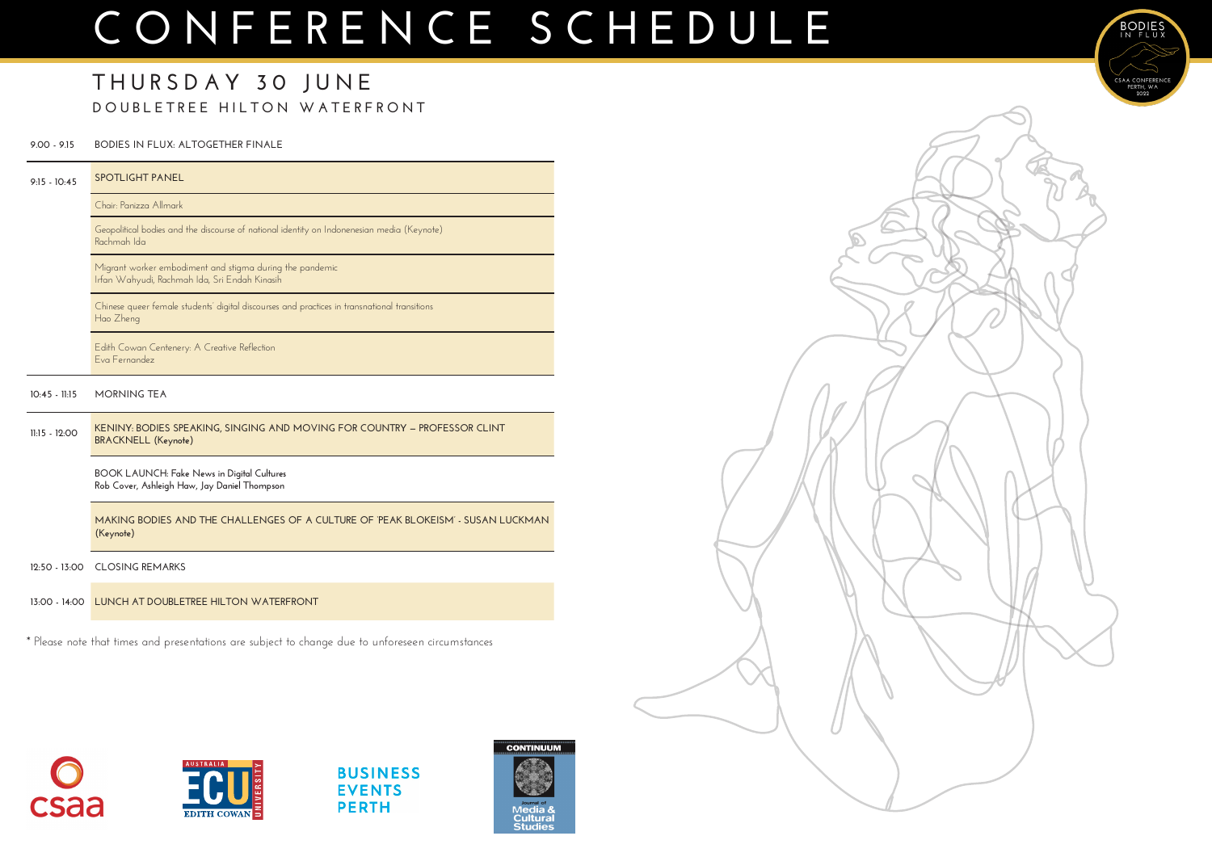# CONFERENCE SCHEDULE

## THURSDAY 30 JUNE

### DOUBLETREE HILTON WATERFRONT

| | |
|---|---|
| 9.00 - 9.15 | BODIES IN FLUX: ALTOGETHER FINALE |
| 9:15 - 10:45 | SPOTLIGHT PANEL |
| | Chair: Panizza Allmark |
| | Geopolitical bodies and the discourse of national identity on Indonenesian media (Keynote)<br>Rachmah Ida |
| | Migrant worker embodiment and stigma during the pandemic<br>Irfan Wahyudi, Rachmah Ida, Sri Endah Kinasih |
| | Chinese queer female students' digital discourses and practices in transnational transitions<br>Hao Zheng |
| | Edith Cowan Centenery: A Creative Reflection<br>Eva Fernandez |
| 10:45 - 11:15 | MORNING TEA |
| 11:15 - 12:00 | KENINY: BODIES SPEAKING, SINGING AND MOVING FOR COUNTRY – PROFESSOR CLINT BRACKNELL (Keynote) |
| | BOOK LAUNCH: Fake News in Digital Cultures<br>Rob Cover, Ashleigh Haw, Jay Daniel Thompson |
| | MAKING BODIES AND THE CHALLENGES OF A CULTURE OF 'PEAK BLOKEISM' - SUSAN LUCKMAN (Keynote) |
| 12:50 - 13:00 | CLOSING REMARKS |
| 13:00 - 14:00 | LUNCH AT DOUBLETREE HILTON WATERFRONT |

* Please note that times and presentations are subject to change due to unforeseen circumstances